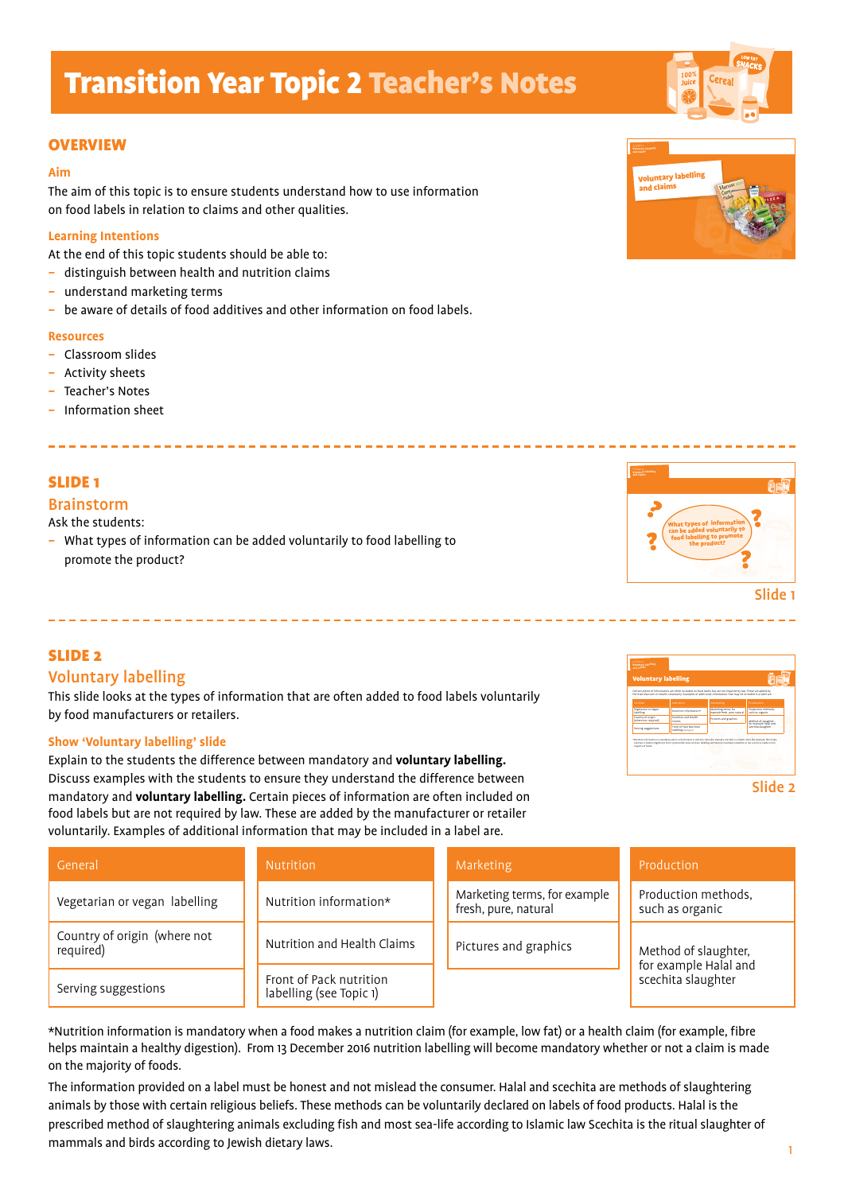# Transition Year Topic 2 Teacher's Notes

## OVERVIEW

### Aim

The aim of this topic is to ensure students understand how to use information on food labels in relation to claims and other qualities.

### Learning Intentions

At the end of this topic students should be able to:

- distinguish between health and nutrition claims
- understand marketing terms
- be aware of details of food additives and other information on food labels.

### Resources

- Classroom slides
- Activity sheets
- Teacher's Notes
- Information sheet

## SLIDE 1

### Brainstorm

Ask the students:

- What types of information can be added voluntarily to food labelling to promote the product?

Slide 1

## SLIDE 2

### Voluntary labelling

This slide looks at the types of information that are often added to food labels voluntarily by food manufacturers or retailers.

#### Show 'Voluntary labelling' slide

Explain to the students the difference between mandatory and **voluntary labelling.** Discuss examples with the students to ensure they understand the difference between mandatory and **voluntary labelling.** Certain pieces of information are often included on food labels but are not required by law. These are added by the manufacturer or retailer voluntarily. Examples of additional information that may be included in a label are.

Slide 2

| General | Nutrition | Marketing | Production |
|---|---|---|---|
| Vegetarian or vegan labelling | Nutrition information* | Marketing terms, for example fresh, pure, natural | Production methods, such as organic |
| Country of origin (where not required) | Nutrition and Health Claims | Pictures and graphics | Method of slaughter, for example Halal and scechita slaughter |
| Serving suggestions | Front of Pack nutrition labelling (see Topic 1) | | |

*Nutrition information is mandatory when a food makes a nutrition claim (for example, low fat) or a health claim (for example, fibre helps maintain a healthy digestion). From 13 December 2016 nutrition labelling will become mandatory whether or not a claim is made on the majority of foods.

The information provided on a label must be honest and not mislead the consumer. Halal and scechita are methods of slaughtering animals by those with certain religious beliefs. These methods can be voluntarily declared on labels of food products. Halal is the prescribed method of slaughtering animals excluding fish and most sea-life according to Islamic law Scechita is the ritual slaughter of mammals and birds according to Jewish dietary laws.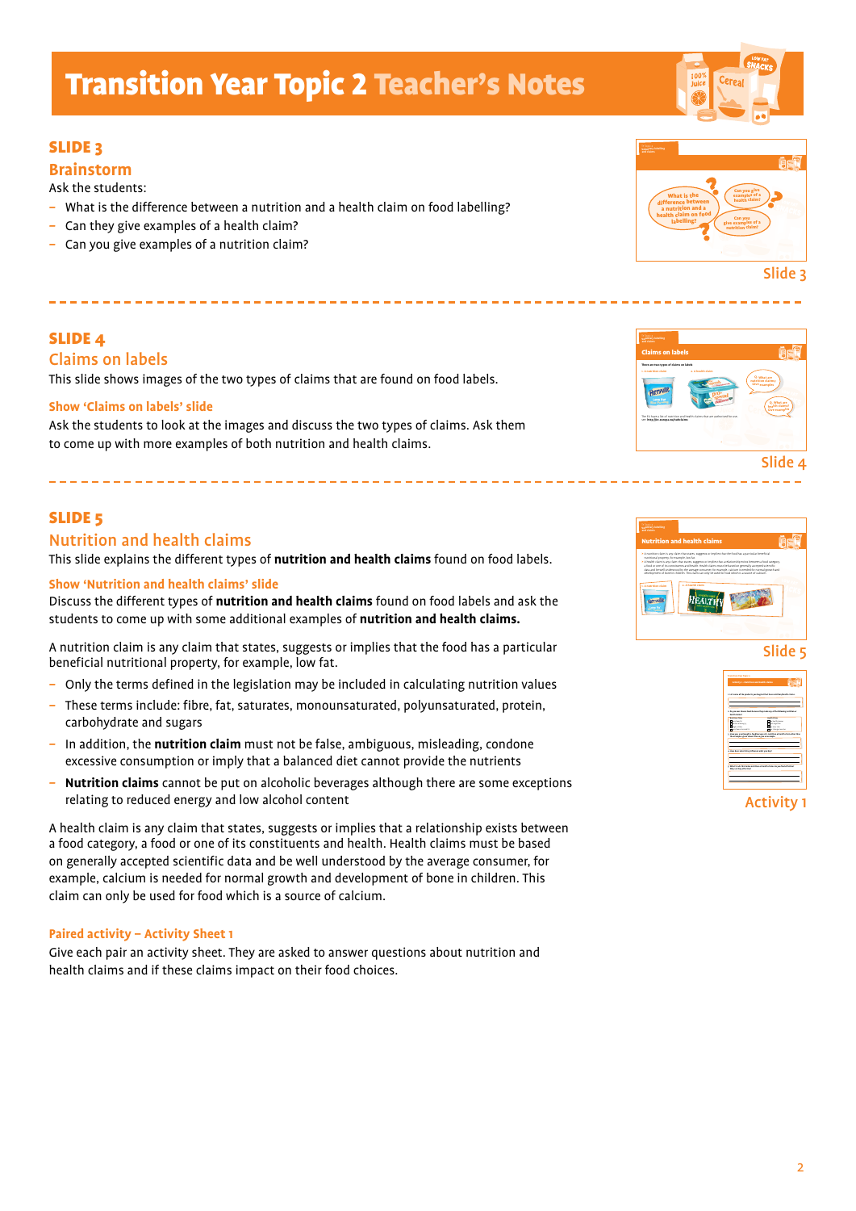# Transition Year Topic 2 Teacher's Notes

## SLIDE 3

### Brainstorm

Ask the students:

- What is the difference between a nutrition and a health claim on food labelling?
- Can they give examples of a health claim?
- Can you give examples of a nutrition claim?

Slide 3

## SLIDE 4

### Claims on labels

This slide shows images of the two types of claims that are found on food labels.

**Show 'Claims on labels' slide**

Ask the students to look at the images and discuss the two types of claims. Ask them to come up with more examples of both nutrition and health claims.

Slide 4

## SLIDE 5

### Nutrition and health claims

This slide explains the different types of **nutrition and health claims** found on food labels.

**Show 'Nutrition and health claims' slide**

Discuss the different types of **nutrition and health claims** found on food labels and ask the students to come up with some additional examples of **nutrition and health claims.**

A nutrition claim is any claim that states, suggests or implies that the food has a particular beneficial nutritional property, for example, low fat.

- Only the terms defined in the legislation may be included in calculating nutrition values
- These terms include: fibre, fat, saturates, monounsaturated, polyunsaturated, protein, carbohydrate and sugars
- In addition, the **nutrition claim** must not be false, ambiguous, misleading, condone excessive consumption or imply that a balanced diet cannot provide the nutrients
- **Nutrition claims** cannot be put on alcoholic beverages although there are some exceptions relating to reduced energy and low alcohol content

A health claim is any claim that states, suggests or implies that a relationship exists between a food category, a food or one of its constituents and health. Health claims must be based on generally accepted scientific data and be well understood by the average consumer, for example, calcium is needed for normal growth and development of bone in children. This claim can only be used for food which is a source of calcium.

**Paired activity – Activity Sheet 1**

Give each pair an activity sheet. They are asked to answer questions about nutrition and health claims and if these claims impact on their food choices.

Slide 5

Activity 1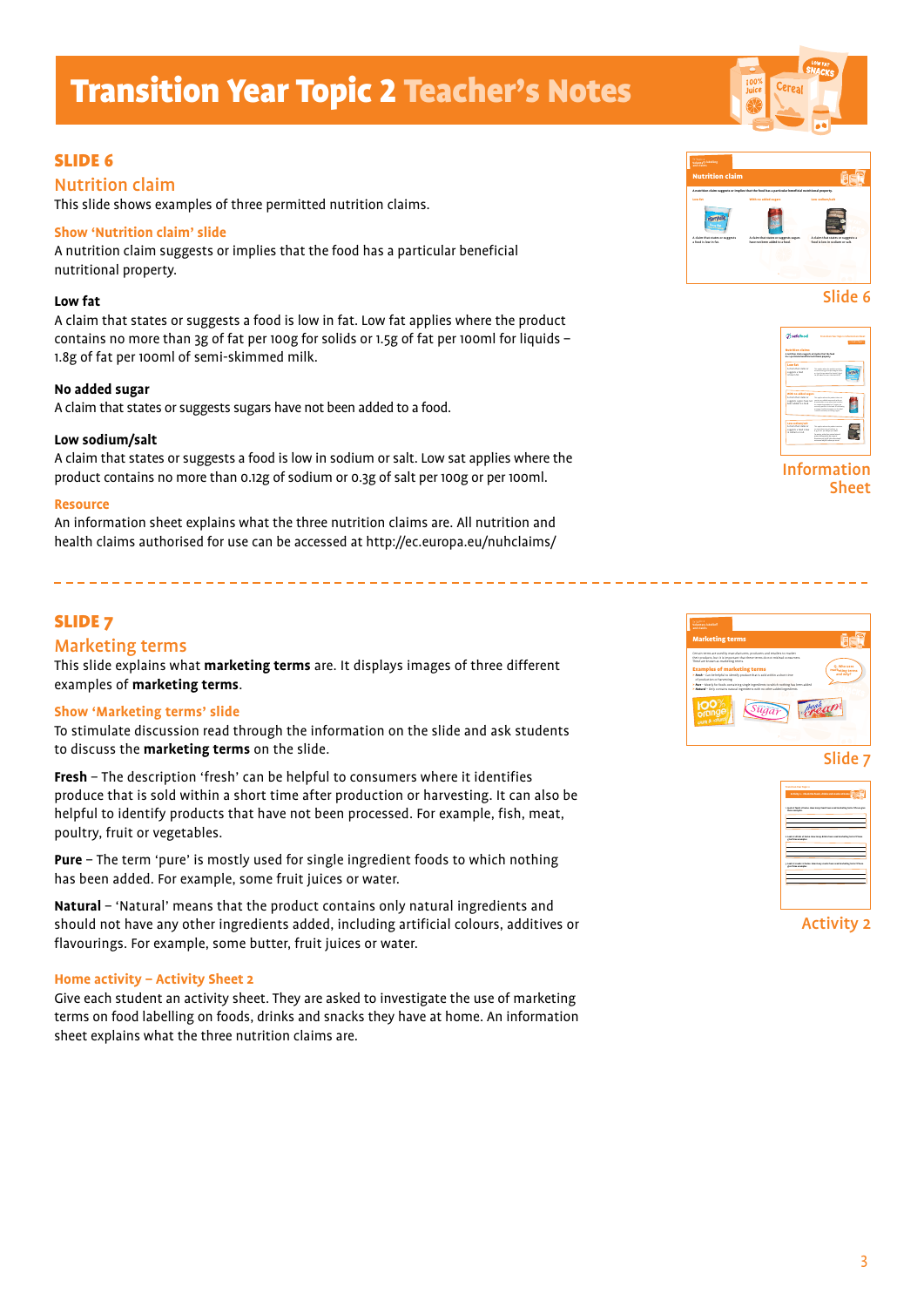# Transition Year Topic 2 Teacher's Notes

## SLIDE 6

### Nutrition claim

This slide shows examples of three permitted nutrition claims.

#### Show 'Nutrition claim' slide

A nutrition claim suggests or implies that the food has a particular beneficial nutritional property.

**Low fat**

A claim that states or suggests a food is low in fat. Low fat applies where the product contains no more than 3g of fat per 100g for solids or 1.5g of fat per 100ml for liquids – 1.8g of fat per 100ml of semi-skimmed milk.

**No added sugar**

A claim that states or suggests sugars have not been added to a food.

**Low sodium/salt**

A claim that states or suggests a food is low in sodium or salt. Low sat applies where the product contains no more than 0.12g of sodium or 0.3g of salt per 100g or per 100ml.

#### Resource

An information sheet explains what the three nutrition claims are. All nutrition and health claims authorised for use can be accessed at http://ec.europa.eu/nuhclaims/

Slide 6

Information Sheet

---

## SLIDE 7

### Marketing terms

This slide explains what **marketing terms** are. It displays images of three different examples of **marketing terms**.

#### Show 'Marketing terms' slide

To stimulate discussion read through the information on the slide and ask students to discuss the **marketing terms** on the slide.

**Fresh** – The description 'fresh' can be helpful to consumers where it identifies produce that is sold within a short time after production or harvesting. It can also be helpful to identify products that have not been processed. For example, fish, meat, poultry, fruit or vegetables.

**Pure** – The term 'pure' is mostly used for single ingredient foods to which nothing has been added. For example, some fruit juices or water.

**Natural** – 'Natural' means that the product contains only natural ingredients and should not have any other ingredients added, including artificial colours, additives or flavourings. For example, some butter, fruit juices or water.

#### Home activity – Activity Sheet 2

Give each student an activity sheet. They are asked to investigate the use of marketing terms on food labelling on foods, drinks and snacks they have at home. An information sheet explains what the three nutrition claims are.

Slide 7

Activity 2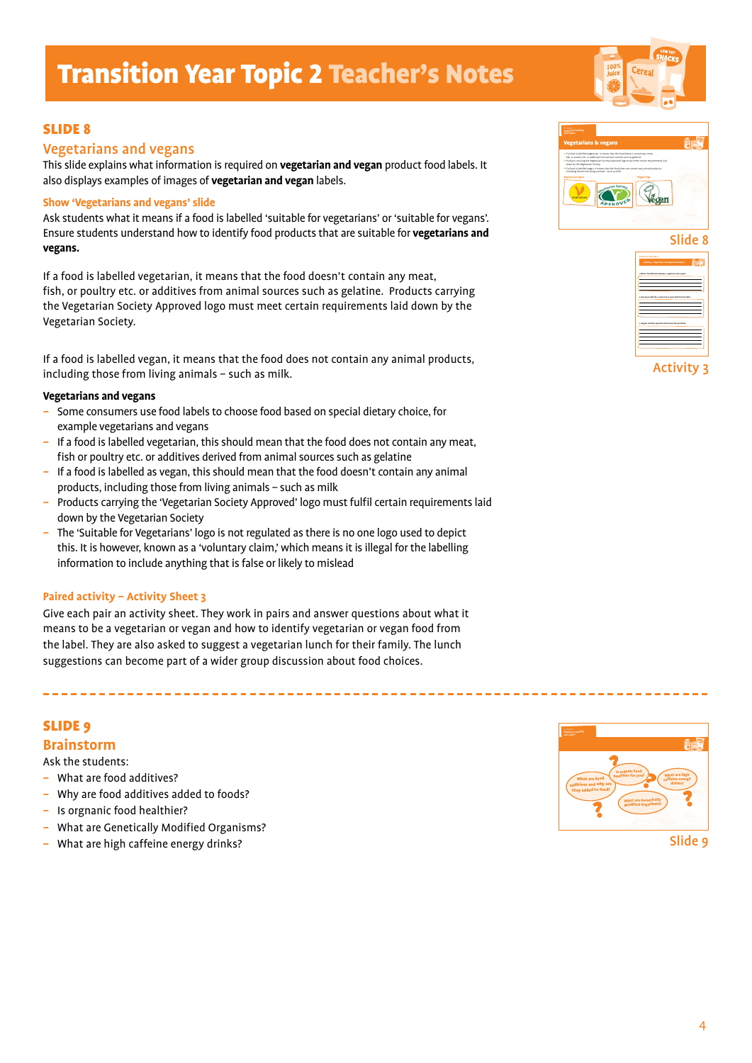# Transition Year Topic 2 Teacher's Notes

## SLIDE 8

### Vegetarians and vegans

This slide explains what information is required on **vegetarian and vegan** product food labels. It also displays examples of images of **vegetarian and vegan** labels.

#### Show 'Vegetarians and vegans' slide

Ask students what it means if a food is labelled 'suitable for vegetarians' or 'suitable for vegans'. Ensure students understand how to identify food products that are suitable for **vegetarians and vegans.**

If a food is labelled vegetarian, it means that the food doesn't contain any meat, fish, or poultry etc. or additives from animal sources such as gelatine. Products carrying the Vegetarian Society Approved logo must meet certain requirements laid down by the Vegetarian Society.

If a food is labelled vegan, it means that the food does not contain any animal products, including those from living animals – such as milk.

**Vegetarians and vegans**

- Some consumers use food labels to choose food based on special dietary choice, for example vegetarians and vegans
- If a food is labelled vegetarian, this should mean that the food does not contain any meat, fish or poultry etc. or additives derived from animal sources such as gelatine
- If a food is labelled as vegan, this should mean that the food doesn't contain any animal products, including those from living animals – such as milk
- Products carrying the 'Vegetarian Society Approved' logo must fulfil certain requirements laid down by the Vegetarian Society
- The 'Suitable for Vegetarians' logo is not regulated as there is no one logo used to depict this. It is however, known as a 'voluntary claim,' which means it is illegal for the labelling information to include anything that is false or likely to mislead

#### Paired activity – Activity Sheet 3

Give each pair an activity sheet. They work in pairs and answer questions about what it means to be a vegetarian or vegan and how to identify vegetarian or vegan food from the label. They are also asked to suggest a vegetarian lunch for their family. The lunch suggestions can become part of a wider group discussion about food choices.

Slide 8

Activity 3

---

## SLIDE 9

### Brainstorm

Ask the students:

- What are food additives?
- Why are food additives added to foods?
- Is orgnanic food healthier?
- What are Genetically Modified Organisms?
- What are high caffeine energy drinks?

Slide 9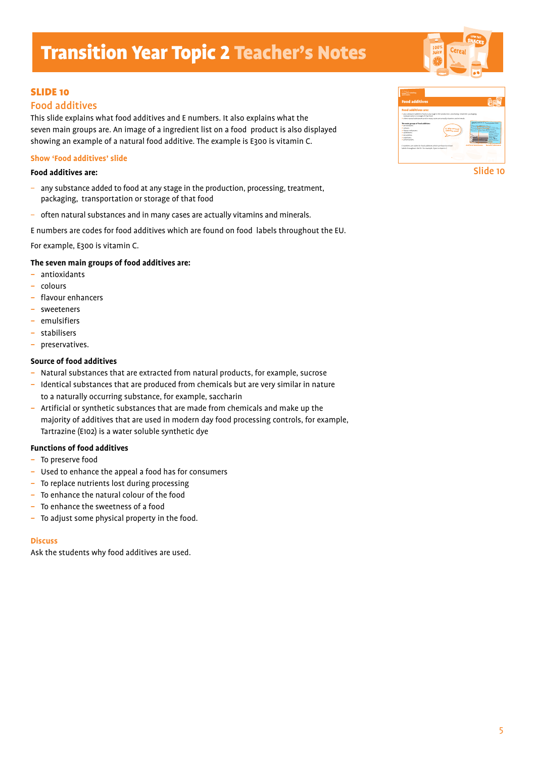# Transition Year Topic 2 Teacher's Notes

## SLIDE 10

### Food additives

This slide explains what food additives and E numbers. It also explains what the seven main groups are. An image of a ingredient list on a food product is also displayed showing an example of a natural food additive. The example is E300 is vitamin C.

**Show 'Food additives' slide**

Slide 10

**Food additives are:**

- any substance added to food at any stage in the production, processing, treatment, packaging, transportation or storage of that food
- often natural substances and in many cases are actually vitamins and minerals.

E numbers are codes for food additives which are found on food labels throughout the EU.

For example, E300 is vitamin C.

**The seven main groups of food additives are:**

- antioxidants
- colours
- flavour enhancers
- sweeteners
- emulsifiers
- stabilisers
- preservatives.

**Source of food additives**

- Natural substances that are extracted from natural products, for example, sucrose
- Identical substances that are produced from chemicals but are very similar in nature to a naturally occurring substance, for example, saccharin
- Artificial or synthetic substances that are made from chemicals and make up the majority of additives that are used in modern day food processing controls, for example, Tartrazine (E102) is a water soluble synthetic dye

**Functions of food additives**

- To preserve food
- Used to enhance the appeal a food has for consumers
- To replace nutrients lost during processing
- To enhance the natural colour of the food
- To enhance the sweetness of a food
- To adjust some physical property in the food.

**Discuss**

Ask the students why food additives are used.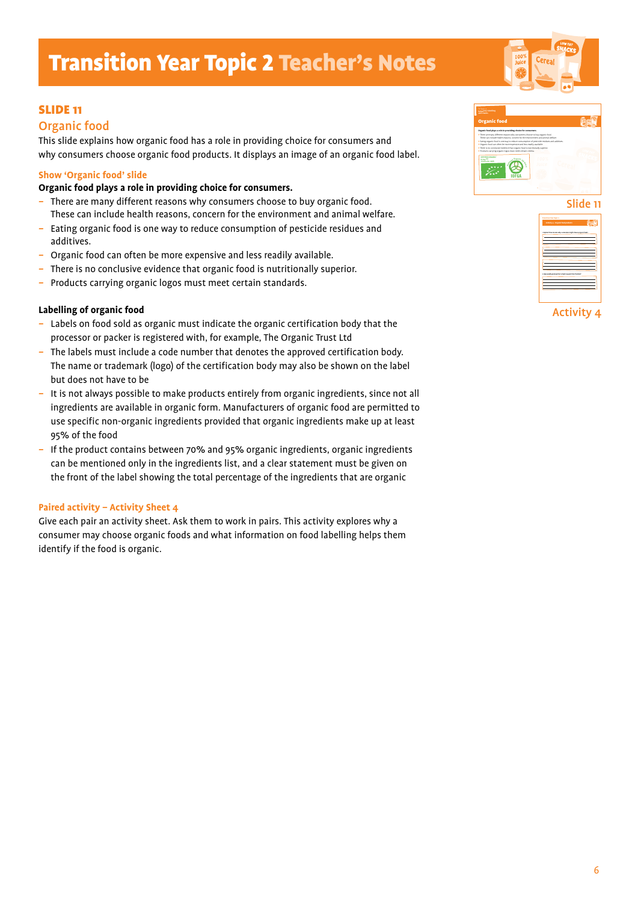# Transition Year Topic 2 Teacher's Notes

## SLIDE 11

### Organic food

This slide explains how organic food has a role in providing choice for consumers and why consumers choose organic food products. It displays an image of an organic food label.

#### Show 'Organic food' slide

**Organic food plays a role in providing choice for consumers.**

- There are many different reasons why consumers choose to buy organic food. These can include health reasons, concern for the environment and animal welfare.
- Eating organic food is one way to reduce consumption of pesticide residues and additives.
- Organic food can often be more expensive and less readily available.
- There is no conclusive evidence that organic food is nutritionally superior.
- Products carrying organic logos must meet certain standards.

**Labelling of organic food**

- Labels on food sold as organic must indicate the organic certification body that the processor or packer is registered with, for example, The Organic Trust Ltd
- The labels must include a code number that denotes the approved certification body. The name or trademark (logo) of the certification body may also be shown on the label but does not have to be
- It is not always possible to make products entirely from organic ingredients, since not all ingredients are available in organic form. Manufacturers of organic food are permitted to use specific non-organic ingredients provided that organic ingredients make up at least 95% of the food
- If the product contains between 70% and 95% organic ingredients, organic ingredients can be mentioned only in the ingredients list, and a clear statement must be given on the front of the label showing the total percentage of the ingredients that are organic

#### Paired activity – Activity Sheet 4

Give each pair an activity sheet. Ask them to work in pairs. This activity explores why a consumer may choose organic foods and what information on food labelling helps them identify if the food is organic.

Slide 11

Activity 4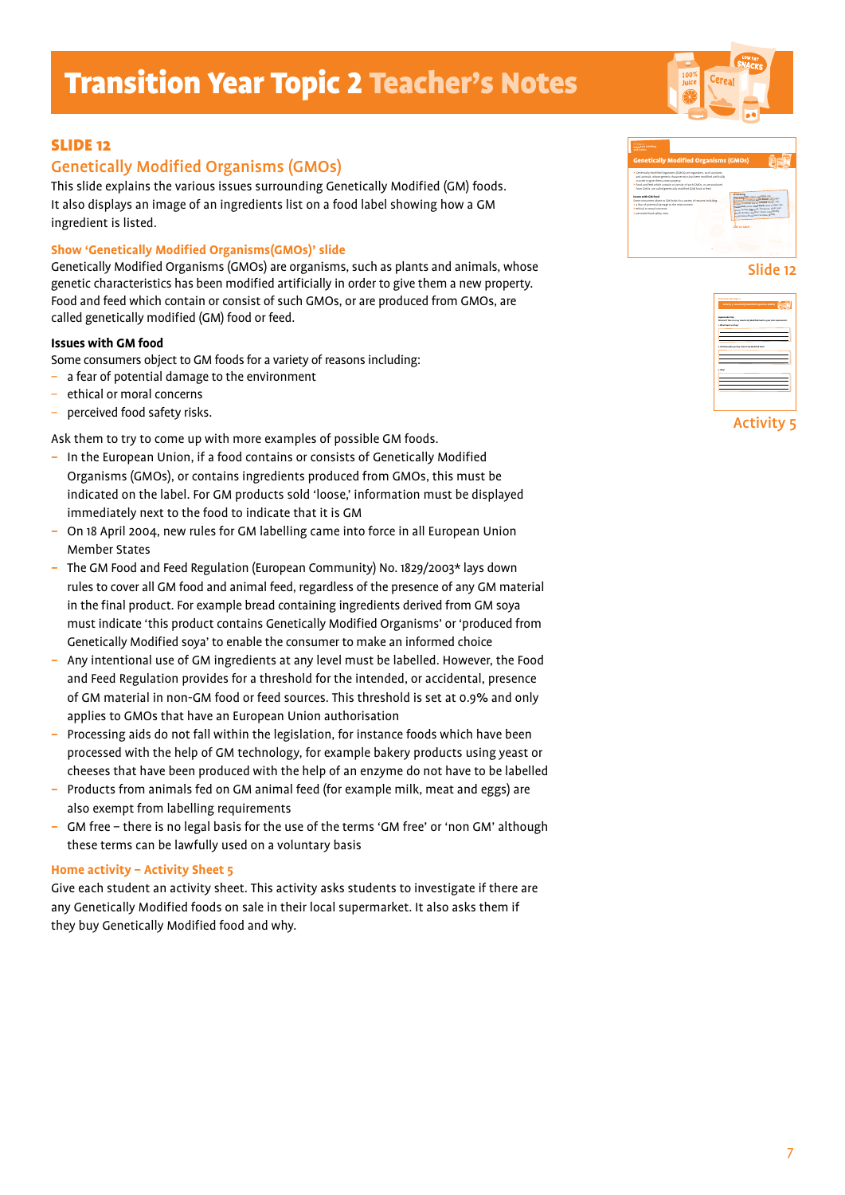# Transition Year Topic 2 Teacher's Notes

## SLIDE 12

### Genetically Modified Organisms (GMOs)

This slide explains the various issues surrounding Genetically Modified (GM) foods. It also displays an image of an ingredients list on a food label showing how a GM ingredient is listed.

#### Show 'Genetically Modified Organisms(GMOs)' slide

Genetically Modified Organisms (GMOs) are organisms, such as plants and animals, whose genetic characteristics has been modified artificially in order to give them a new property. Food and feed which contain or consist of such GMOs, or are produced from GMOs, are called genetically modified (GM) food or feed.

**Issues with GM food**

Some consumers object to GM foods for a variety of reasons including:

- a fear of potential damage to the environment
- ethical or moral concerns
- perceived food safety risks.

Ask them to try to come up with more examples of possible GM foods.

- In the European Union, if a food contains or consists of Genetically Modified Organisms (GMOs), or contains ingredients produced from GMOs, this must be indicated on the label. For GM products sold 'loose,' information must be displayed immediately next to the food to indicate that it is GM
- On 18 April 2004, new rules for GM labelling came into force in all European Union Member States
- The GM Food and Feed Regulation (European Community) No. 1829/2003* lays down rules to cover all GM food and animal feed, regardless of the presence of any GM material in the final product. For example bread containing ingredients derived from GM soya must indicate 'this product contains Genetically Modified Organisms' or 'produced from Genetically Modified soya' to enable the consumer to make an informed choice
- Any intentional use of GM ingredients at any level must be labelled. However, the Food and Feed Regulation provides for a threshold for the intended, or accidental, presence of GM material in non-GM food or feed sources. This threshold is set at 0.9% and only applies to GMOs that have an European Union authorisation
- Processing aids do not fall within the legislation, for instance foods which have been processed with the help of GM technology, for example bakery products using yeast or cheeses that have been produced with the help of an enzyme do not have to be labelled
- Products from animals fed on GM animal feed (for example milk, meat and eggs) are also exempt from labelling requirements
- GM free – there is no legal basis for the use of the terms 'GM free' or 'non GM' although these terms can be lawfully used on a voluntary basis

#### Home activity – Activity Sheet 5

Give each student an activity sheet. This activity asks students to investigate if there are any Genetically Modified foods on sale in their local supermarket. It also asks them if they buy Genetically Modified food and why.

Slide 12

Activity 5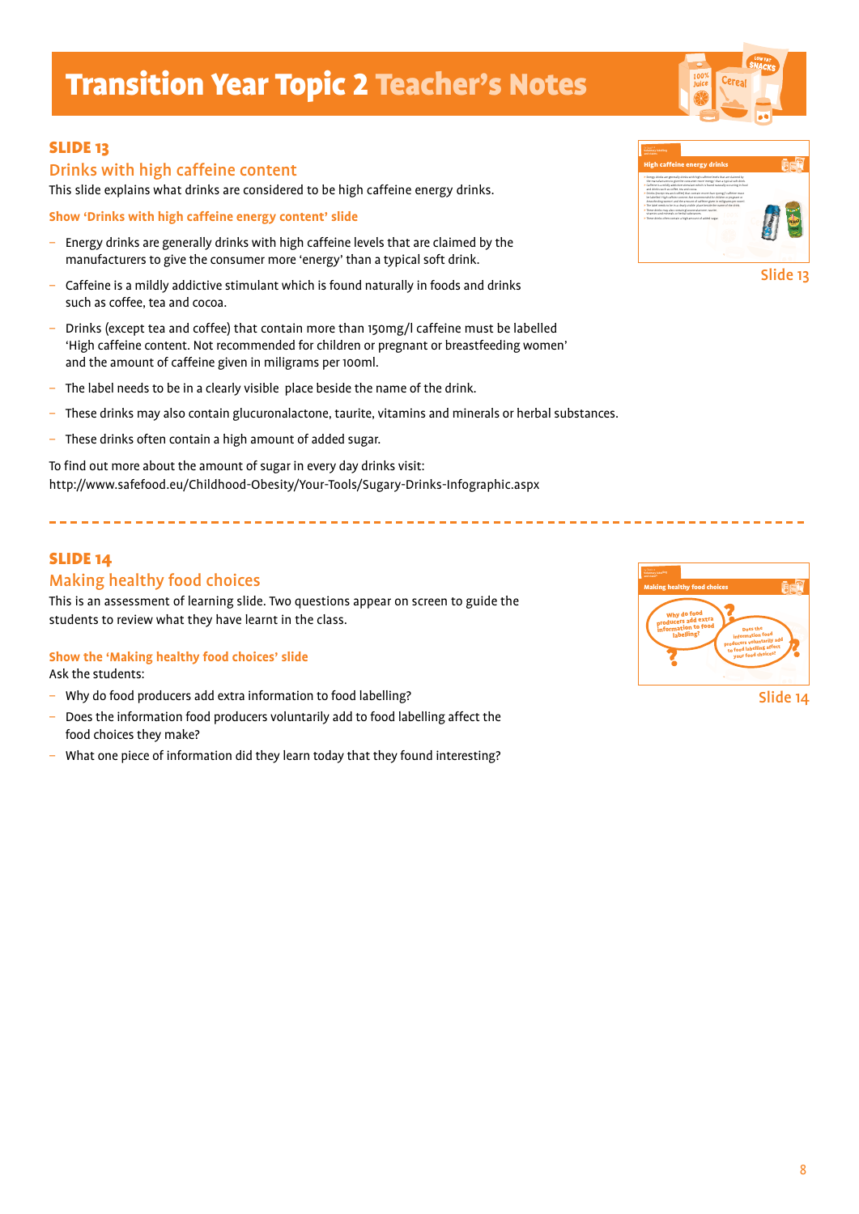# Transition Year Topic 2 Teacher's Notes

## SLIDE 13

### Drinks with high caffeine content

This slide explains what drinks are considered to be high caffeine energy drinks.

**Show 'Drinks with high caffeine energy content' slide**

- Energy drinks are generally drinks with high caffeine levels that are claimed by the manufacturers to give the consumer more 'energy' than a typical soft drink.
- Caffeine is a mildly addictive stimulant which is found naturally in foods and drinks such as coffee, tea and cocoa.
- Drinks (except tea and coffee) that contain more than 150mg/l caffeine must be labelled 'High caffeine content. Not recommended for children or pregnant or breastfeeding women' and the amount of caffeine given in miligrams per 100ml.
- The label needs to be in a clearly visible place beside the name of the drink.
- These drinks may also contain glucuronalactone, taurite, vitamins and minerals or herbal substances.
- These drinks often contain a high amount of added sugar.

To find out more about the amount of sugar in every day drinks visit: http://www.safefood.eu/Childhood-Obesity/Your-Tools/Sugary-Drinks-Infographic.aspx

Slide 13

## SLIDE 14

### Making healthy food choices

This is an assessment of learning slide. Two questions appear on screen to guide the students to review what they have learnt in the class.

**Show the 'Making healthy food choices' slide**

Ask the students:

- Why do food producers add extra information to food labelling?
- Does the information food producers voluntarily add to food labelling affect the food choices they make?
- What one piece of information did they learn today that they found interesting?

Slide 14